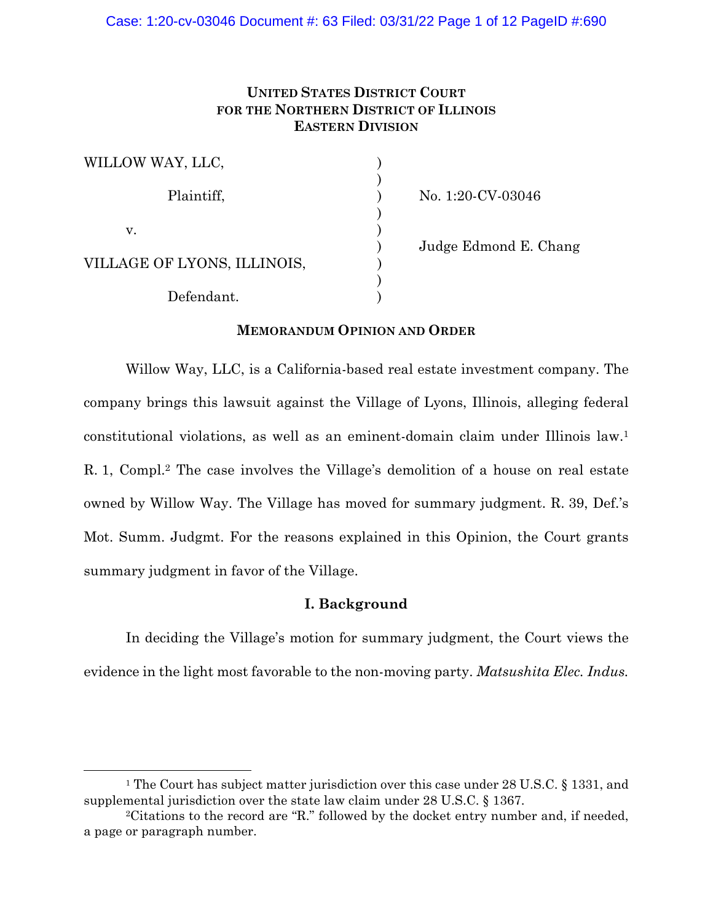**UNITED STATES DISTRICT COURT**
**FOR THE NORTHERN DISTRICT OF ILLINOIS**
**EASTERN DIVISION**

| | | |
|---|---|---|
| WILLOW WAY, LLC, | ) | |
| Plaintiff, | ) | No. 1:20-CV-03046 |
| v. | ) | |
| | ) | Judge Edmond E. Chang |
| VILLAGE OF LYONS, ILLINOIS, | ) | |
| Defendant. | ) | |

**MEMORANDUM OPINION AND ORDER**

Willow Way, LLC, is a California-based real estate investment company. The company brings this lawsuit against the Village of Lyons, Illinois, alleging federal constitutional violations, as well as an eminent-domain claim under Illinois law.[1] R. 1, Compl.[2] The case involves the Village's demolition of a house on real estate owned by Willow Way. The Village has moved for summary judgment. R. 39, Def.'s Mot. Summ. Judgmt. For the reasons explained in this Opinion, the Court grants summary judgment in favor of the Village.

## I. Background

In deciding the Village's motion for summary judgment, the Court views the evidence in the light most favorable to the non-moving party. *Matsushita Elec. Indus.*

---

[1] The Court has subject matter jurisdiction over this case under 28 U.S.C. § 1331, and supplemental jurisdiction over the state law claim under 28 U.S.C. § 1367.

[2] Citations to the record are "R." followed by the docket entry number and, if needed, a page or paragraph number.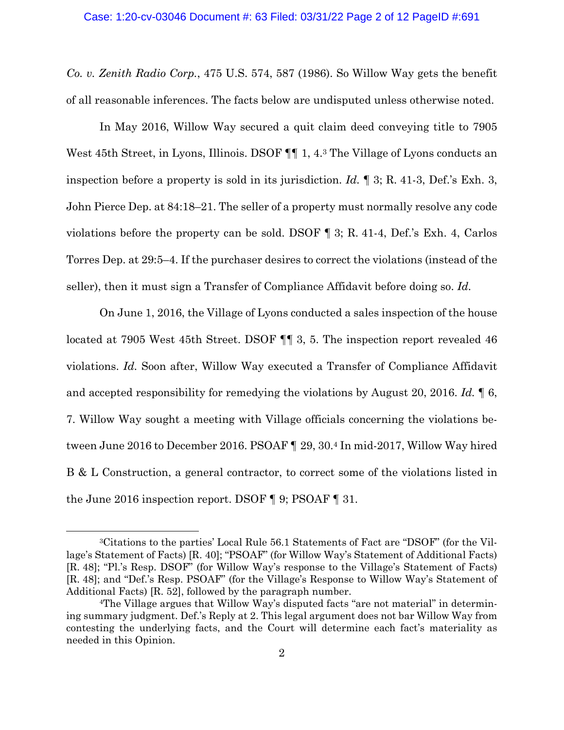*Co. v. Zenith Radio Corp.*, 475 U.S. 574, 587 (1986). So Willow Way gets the benefit of all reasonable inferences. The facts below are undisputed unless otherwise noted.

In May 2016, Willow Way secured a quit claim deed conveying title to 7905 West 45th Street, in Lyons, Illinois. DSOF ¶¶ 1, 4.[3] The Village of Lyons conducts an inspection before a property is sold in its jurisdiction. *Id.* ¶ 3; R. 41-3, Def.'s Exh. 3, John Pierce Dep. at 84:18–21. The seller of a property must normally resolve any code violations before the property can be sold. DSOF ¶ 3; R. 41-4, Def.'s Exh. 4, Carlos Torres Dep. at 29:5–4. If the purchaser desires to correct the violations (instead of the seller), then it must sign a Transfer of Compliance Affidavit before doing so. *Id.*

On June 1, 2016, the Village of Lyons conducted a sales inspection of the house located at 7905 West 45th Street. DSOF ¶¶ 3, 5. The inspection report revealed 46 violations. *Id.* Soon after, Willow Way executed a Transfer of Compliance Affidavit and accepted responsibility for remedying the violations by August 20, 2016. *Id.* ¶ 6, 7. Willow Way sought a meeting with Village officials concerning the violations between June 2016 to December 2016. PSOAF ¶ 29, 30.[4] In mid-2017, Willow Way hired B & L Construction, a general contractor, to correct some of the violations listed in the June 2016 inspection report. DSOF ¶ 9; PSOAF ¶ 31.

---

[3]Citations to the parties' Local Rule 56.1 Statements of Fact are "DSOF" (for the Village's Statement of Facts) [R. 40]; "PSOAF" (for Willow Way's Statement of Additional Facts) [R. 48]; "Pl.'s Resp. DSOF" (for Willow Way's response to the Village's Statement of Facts) [R. 48]; and "Def.'s Resp. PSOAF" (for the Village's Response to Willow Way's Statement of Additional Facts) [R. 52], followed by the paragraph number.

[4]The Village argues that Willow Way's disputed facts "are not material" in determining summary judgment. Def.'s Reply at 2. This legal argument does not bar Willow Way from contesting the underlying facts, and the Court will determine each fact's materiality as needed in this Opinion.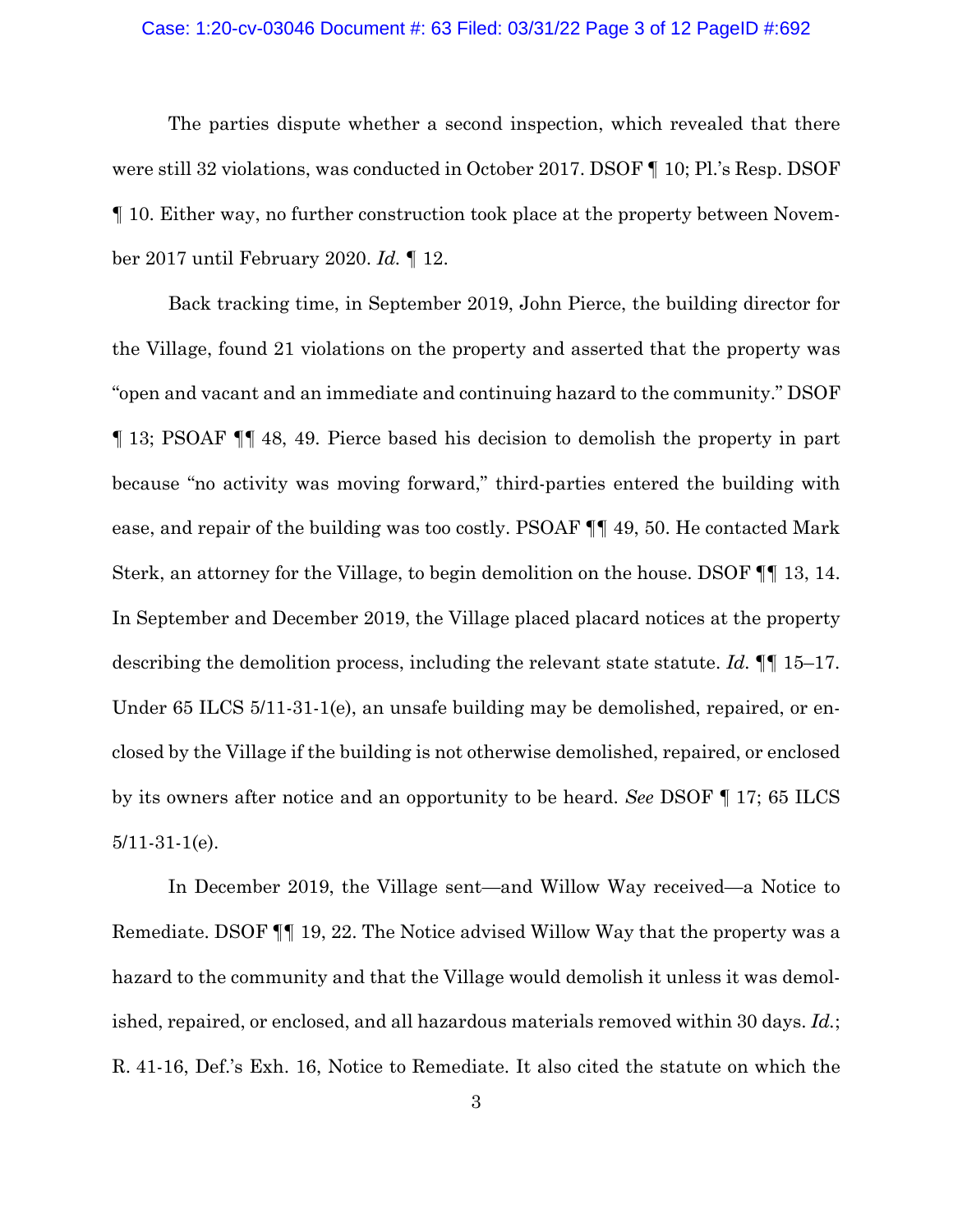The parties dispute whether a second inspection, which revealed that there were still 32 violations, was conducted in October 2017. DSOF ¶ 10; Pl.'s Resp. DSOF ¶ 10. Either way, no further construction took place at the property between November 2017 until February 2020. *Id.* ¶ 12.

Back tracking time, in September 2019, John Pierce, the building director for the Village, found 21 violations on the property and asserted that the property was "open and vacant and an immediate and continuing hazard to the community." DSOF ¶ 13; PSOAF ¶¶ 48, 49. Pierce based his decision to demolish the property in part because "no activity was moving forward," third-parties entered the building with ease, and repair of the building was too costly. PSOAF ¶¶ 49, 50. He contacted Mark Sterk, an attorney for the Village, to begin demolition on the house. DSOF ¶¶ 13, 14. In September and December 2019, the Village placed placard notices at the property describing the demolition process, including the relevant state statute. *Id.* ¶¶ 15–17. Under 65 ILCS 5/11-31-1(e), an unsafe building may be demolished, repaired, or enclosed by the Village if the building is not otherwise demolished, repaired, or enclosed by its owners after notice and an opportunity to be heard. *See* DSOF ¶ 17; 65 ILCS 5/11-31-1(e).

In December 2019, the Village sent—and Willow Way received—a Notice to Remediate. DSOF ¶¶ 19, 22. The Notice advised Willow Way that the property was a hazard to the community and that the Village would demolish it unless it was demolished, repaired, or enclosed, and all hazardous materials removed within 30 days. *Id.*; R. 41-16, Def.'s Exh. 16, Notice to Remediate. It also cited the statute on which the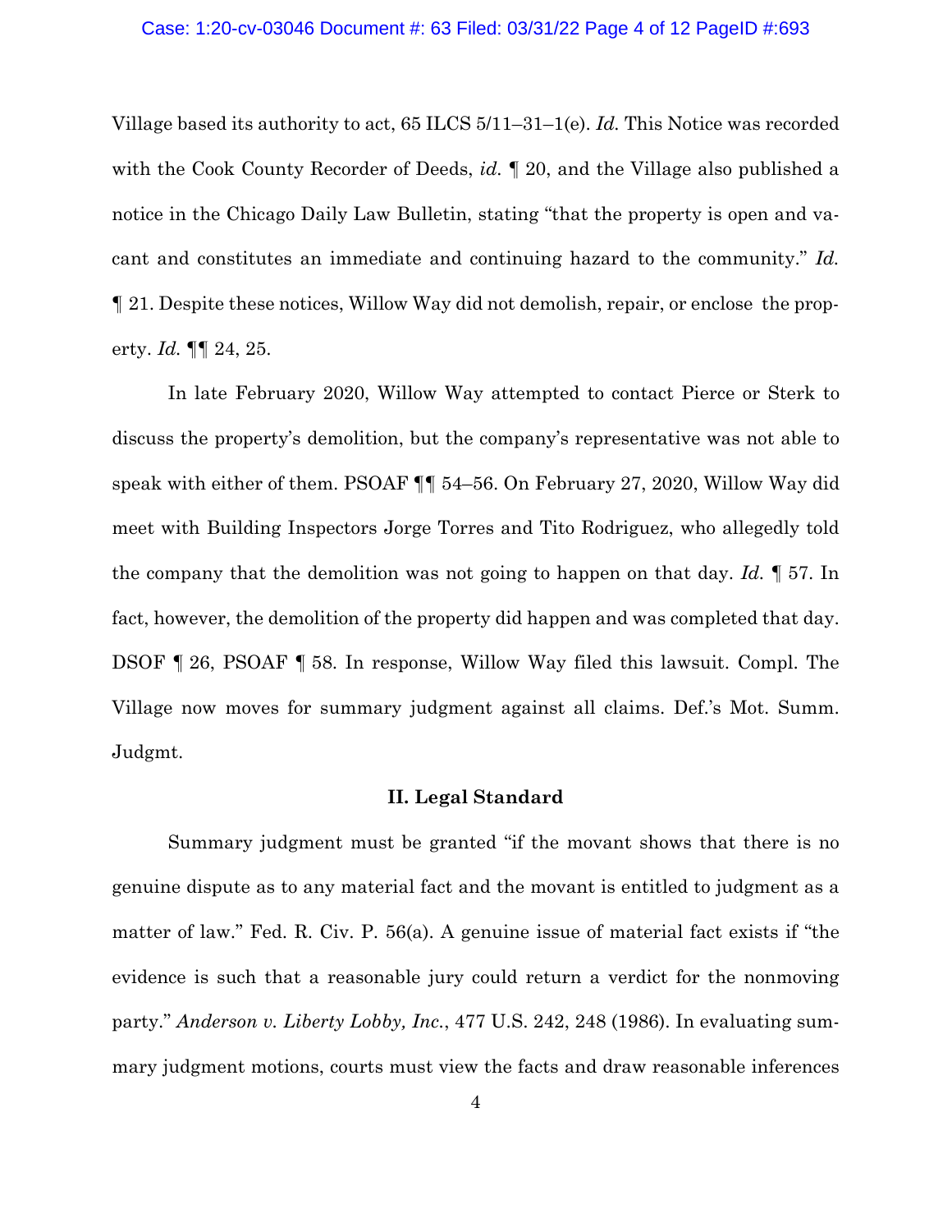Village based its authority to act, 65 ILCS 5/11–31–1(e). *Id.* This Notice was recorded with the Cook County Recorder of Deeds, *id.* ¶ 20, and the Village also published a notice in the Chicago Daily Law Bulletin, stating "that the property is open and vacant and constitutes an immediate and continuing hazard to the community." *Id.* ¶ 21. Despite these notices, Willow Way did not demolish, repair, or enclose the property. *Id.* ¶¶ 24, 25.

In late February 2020, Willow Way attempted to contact Pierce or Sterk to discuss the property's demolition, but the company's representative was not able to speak with either of them. PSOAF ¶¶ 54–56. On February 27, 2020, Willow Way did meet with Building Inspectors Jorge Torres and Tito Rodriguez, who allegedly told the company that the demolition was not going to happen on that day. *Id.* ¶ 57. In fact, however, the demolition of the property did happen and was completed that day. DSOF ¶ 26, PSOAF ¶ 58. In response, Willow Way filed this lawsuit. Compl. The Village now moves for summary judgment against all claims. Def.'s Mot. Summ. Judgmt.

## II. Legal Standard

Summary judgment must be granted "if the movant shows that there is no genuine dispute as to any material fact and the movant is entitled to judgment as a matter of law." Fed. R. Civ. P. 56(a). A genuine issue of material fact exists if "the evidence is such that a reasonable jury could return a verdict for the nonmoving party." *Anderson v. Liberty Lobby, Inc.*, 477 U.S. 242, 248 (1986). In evaluating summary judgment motions, courts must view the facts and draw reasonable inferences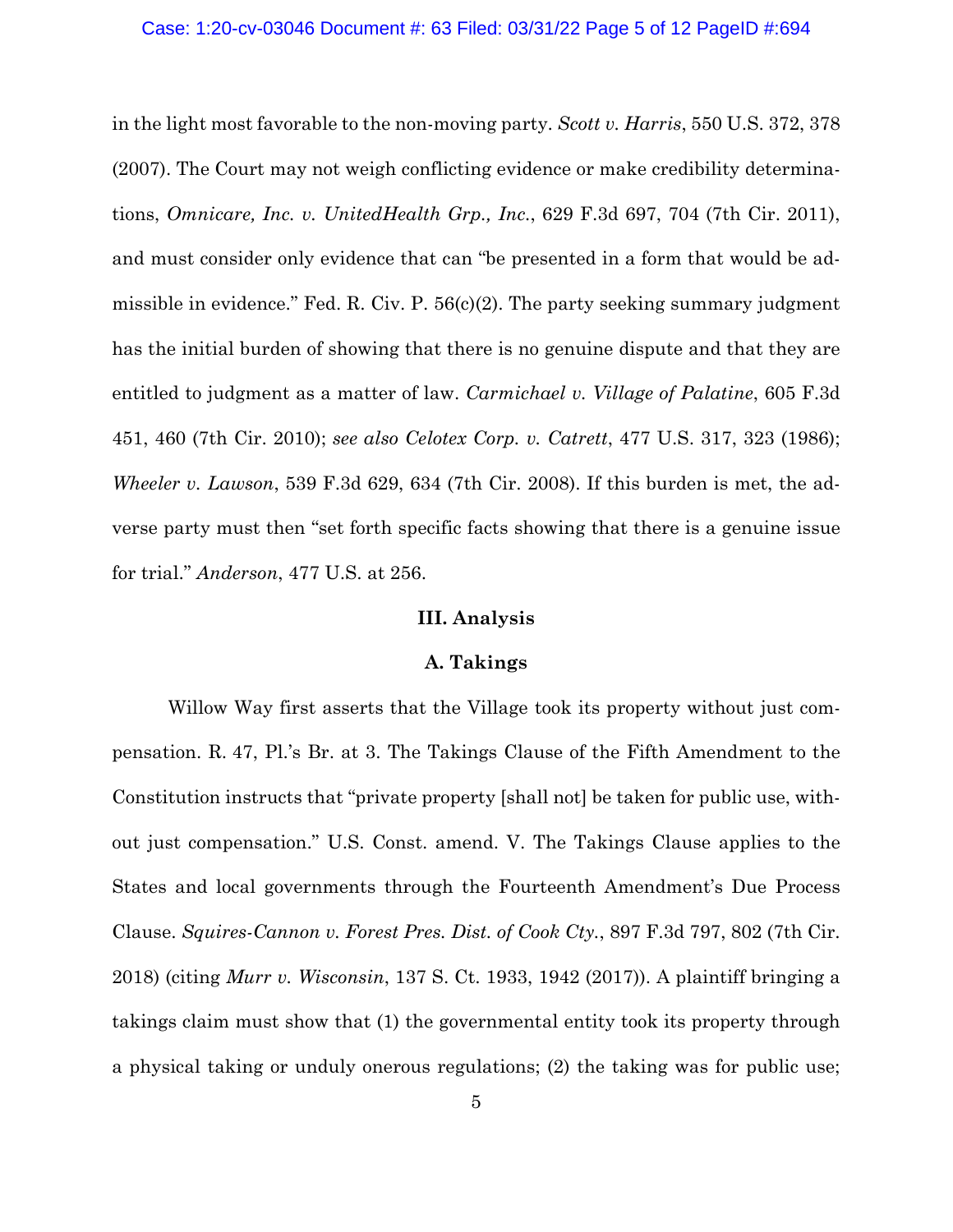in the light most favorable to the non-moving party. *Scott v. Harris*, 550 U.S. 372, 378 (2007). The Court may not weigh conflicting evidence or make credibility determinations, *Omnicare, Inc. v. UnitedHealth Grp., Inc.*, 629 F.3d 697, 704 (7th Cir. 2011), and must consider only evidence that can "be presented in a form that would be admissible in evidence." Fed. R. Civ. P. 56(c)(2). The party seeking summary judgment has the initial burden of showing that there is no genuine dispute and that they are entitled to judgment as a matter of law. *Carmichael v. Village of Palatine*, 605 F.3d 451, 460 (7th Cir. 2010); *see also Celotex Corp. v. Catrett*, 477 U.S. 317, 323 (1986); *Wheeler v. Lawson*, 539 F.3d 629, 634 (7th Cir. 2008). If this burden is met, the adverse party must then "set forth specific facts showing that there is a genuine issue for trial." *Anderson*, 477 U.S. at 256.

## III. Analysis

### A. Takings

Willow Way first asserts that the Village took its property without just compensation. R. 47, Pl.'s Br. at 3. The Takings Clause of the Fifth Amendment to the Constitution instructs that "private property [shall not] be taken for public use, without just compensation." U.S. Const. amend. V. The Takings Clause applies to the States and local governments through the Fourteenth Amendment's Due Process Clause. *Squires-Cannon v. Forest Pres. Dist. of Cook Cty.*, 897 F.3d 797, 802 (7th Cir. 2018) (citing *Murr v. Wisconsin*, 137 S. Ct. 1933, 1942 (2017)). A plaintiff bringing a takings claim must show that (1) the governmental entity took its property through a physical taking or unduly onerous regulations; (2) the taking was for public use;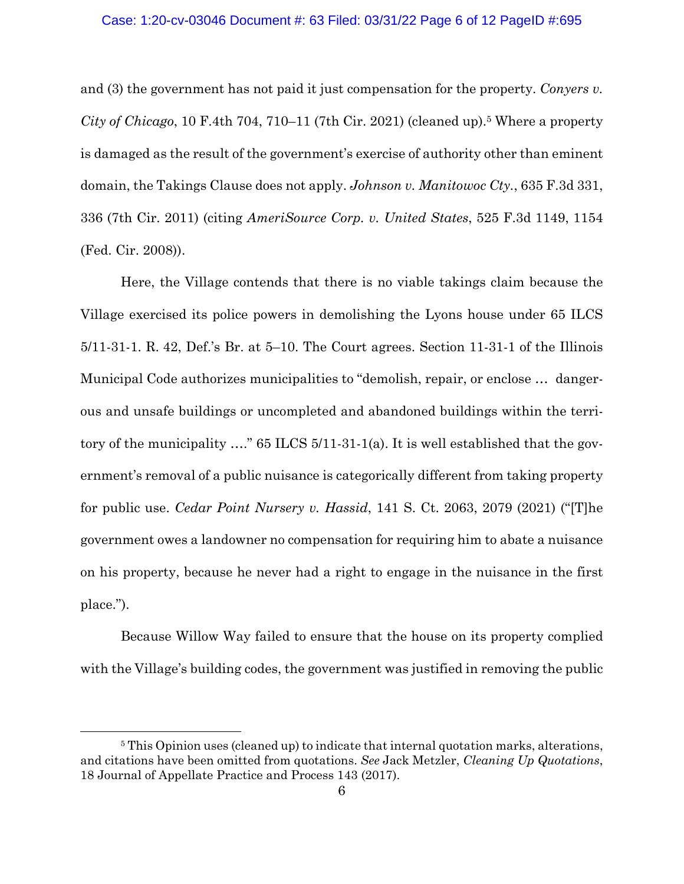and (3) the government has not paid it just compensation for the property. *Conyers v. City of Chicago*, 10 F.4th 704, 710–11 (7th Cir. 2021) (cleaned up).[5] Where a property is damaged as the result of the government's exercise of authority other than eminent domain, the Takings Clause does not apply. *Johnson v. Manitowoc Cty.*, 635 F.3d 331, 336 (7th Cir. 2011) (citing *AmeriSource Corp. v. United States*, 525 F.3d 1149, 1154 (Fed. Cir. 2008)).

Here, the Village contends that there is no viable takings claim because the Village exercised its police powers in demolishing the Lyons house under 65 ILCS 5/11-31-1. R. 42, Def.'s Br. at 5–10. The Court agrees. Section 11-31-1 of the Illinois Municipal Code authorizes municipalities to "demolish, repair, or enclose … dangerous and unsafe buildings or uncompleted and abandoned buildings within the territory of the municipality …." 65 ILCS 5/11-31-1(a). It is well established that the government's removal of a public nuisance is categorically different from taking property for public use. *Cedar Point Nursery v. Hassid*, 141 S. Ct. 2063, 2079 (2021) ("[T]he government owes a landowner no compensation for requiring him to abate a nuisance on his property, because he never had a right to engage in the nuisance in the first place.").

Because Willow Way failed to ensure that the house on its property complied with the Village's building codes, the government was justified in removing the public

---

[5] This Opinion uses (cleaned up) to indicate that internal quotation marks, alterations, and citations have been omitted from quotations. *See* Jack Metzler, *Cleaning Up Quotations*, 18 Journal of Appellate Practice and Process 143 (2017).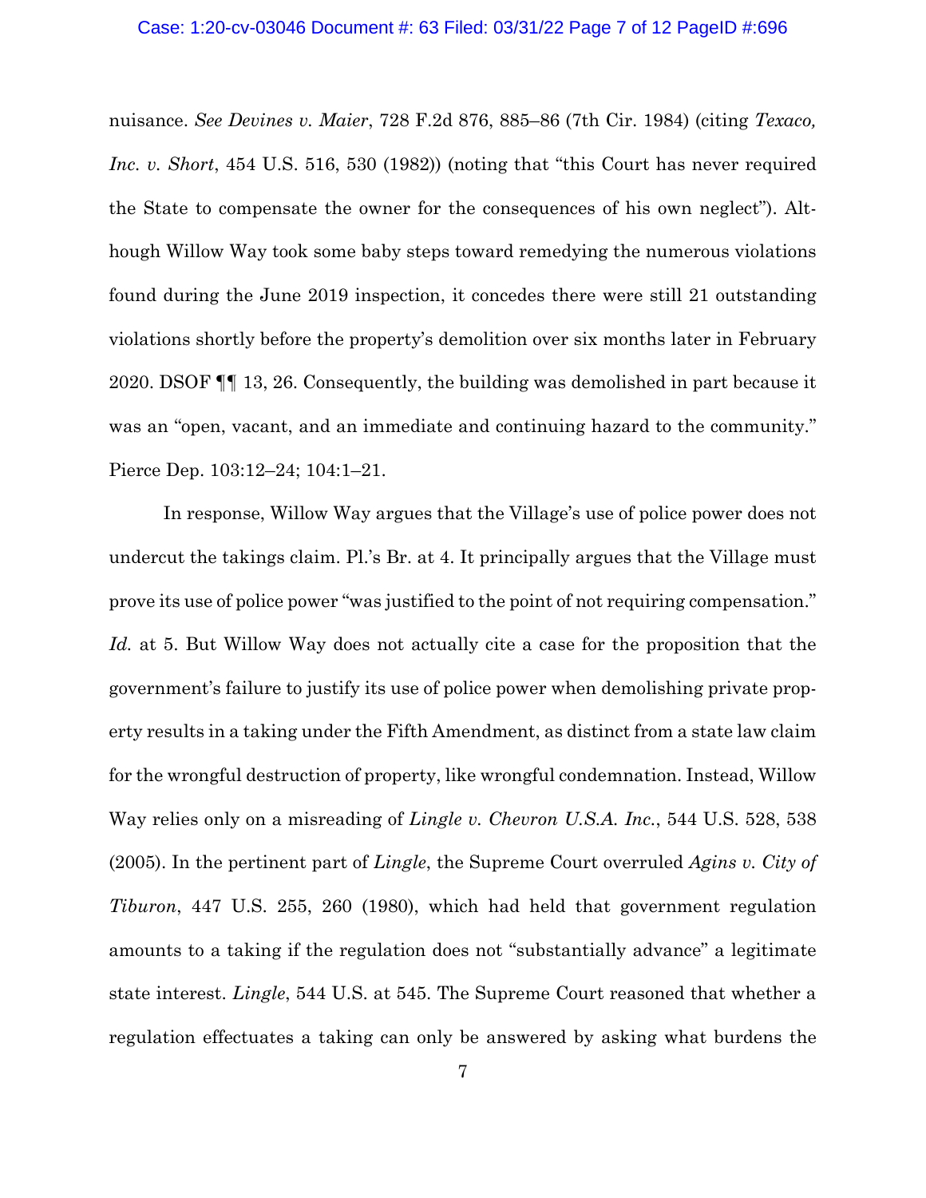nuisance. *See Devines v. Maier*, 728 F.2d 876, 885–86 (7th Cir. 1984) (citing *Texaco, Inc. v. Short*, 454 U.S. 516, 530 (1982)) (noting that "this Court has never required the State to compensate the owner for the consequences of his own neglect"). Although Willow Way took some baby steps toward remedying the numerous violations found during the June 2019 inspection, it concedes there were still 21 outstanding violations shortly before the property's demolition over six months later in February 2020. DSOF ¶¶ 13, 26. Consequently, the building was demolished in part because it was an "open, vacant, and an immediate and continuing hazard to the community." Pierce Dep. 103:12–24; 104:1–21.

In response, Willow Way argues that the Village's use of police power does not undercut the takings claim. Pl.'s Br. at 4. It principally argues that the Village must prove its use of police power "was justified to the point of not requiring compensation." *Id.* at 5. But Willow Way does not actually cite a case for the proposition that the government's failure to justify its use of police power when demolishing private property results in a taking under the Fifth Amendment, as distinct from a state law claim for the wrongful destruction of property, like wrongful condemnation. Instead, Willow Way relies only on a misreading of *Lingle v. Chevron U.S.A. Inc.*, 544 U.S. 528, 538 (2005). In the pertinent part of *Lingle*, the Supreme Court overruled *Agins v. City of Tiburon*, 447 U.S. 255, 260 (1980), which had held that government regulation amounts to a taking if the regulation does not "substantially advance" a legitimate state interest. *Lingle*, 544 U.S. at 545. The Supreme Court reasoned that whether a regulation effectuates a taking can only be answered by asking what burdens the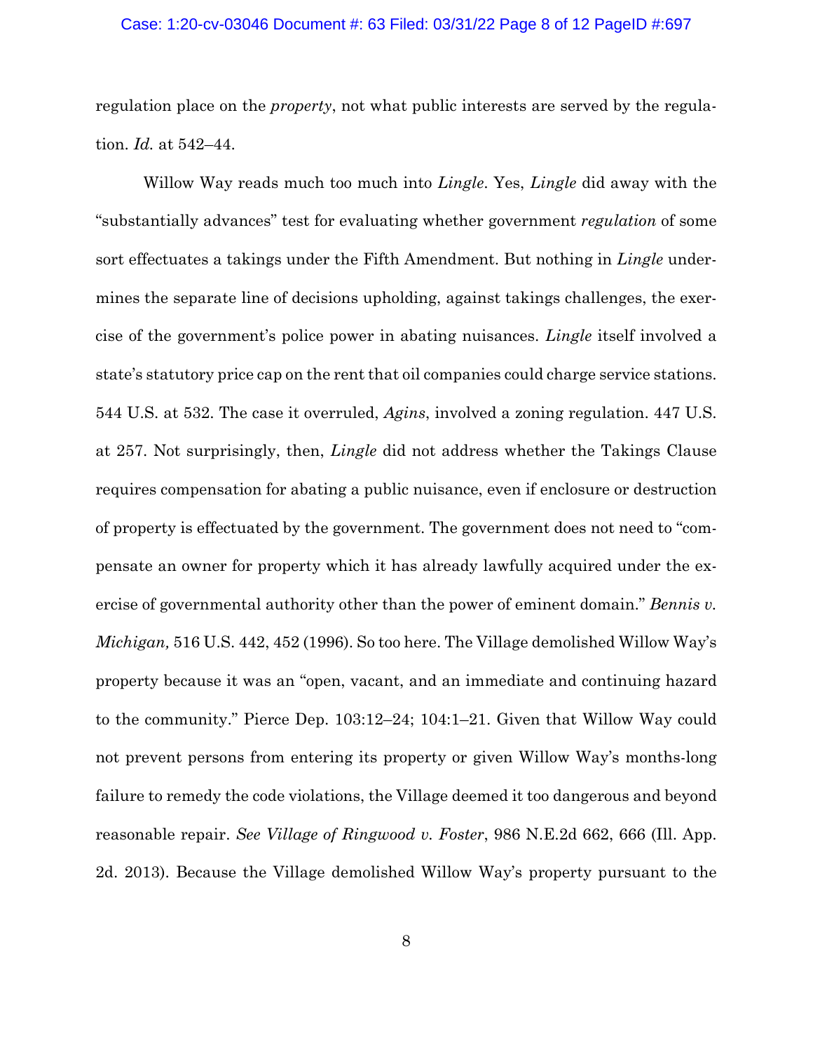regulation place on the *property*, not what public interests are served by the regulation. *Id.* at 542–44.

Willow Way reads much too much into *Lingle*. Yes, *Lingle* did away with the "substantially advances" test for evaluating whether government *regulation* of some sort effectuates a takings under the Fifth Amendment. But nothing in *Lingle* undermines the separate line of decisions upholding, against takings challenges, the exercise of the government's police power in abating nuisances. *Lingle* itself involved a state's statutory price cap on the rent that oil companies could charge service stations. 544 U.S. at 532. The case it overruled, *Agins*, involved a zoning regulation. 447 U.S. at 257. Not surprisingly, then, *Lingle* did not address whether the Takings Clause requires compensation for abating a public nuisance, even if enclosure or destruction of property is effectuated by the government. The government does not need to "compensate an owner for property which it has already lawfully acquired under the exercise of governmental authority other than the power of eminent domain." *Bennis v. Michigan,* 516 U.S. 442, 452 (1996). So too here. The Village demolished Willow Way's property because it was an "open, vacant, and an immediate and continuing hazard to the community." Pierce Dep. 103:12–24; 104:1–21. Given that Willow Way could not prevent persons from entering its property or given Willow Way's months-long failure to remedy the code violations, the Village deemed it too dangerous and beyond reasonable repair. *See Village of Ringwood v. Foster*, 986 N.E.2d 662, 666 (Ill. App. 2d. 2013). Because the Village demolished Willow Way's property pursuant to the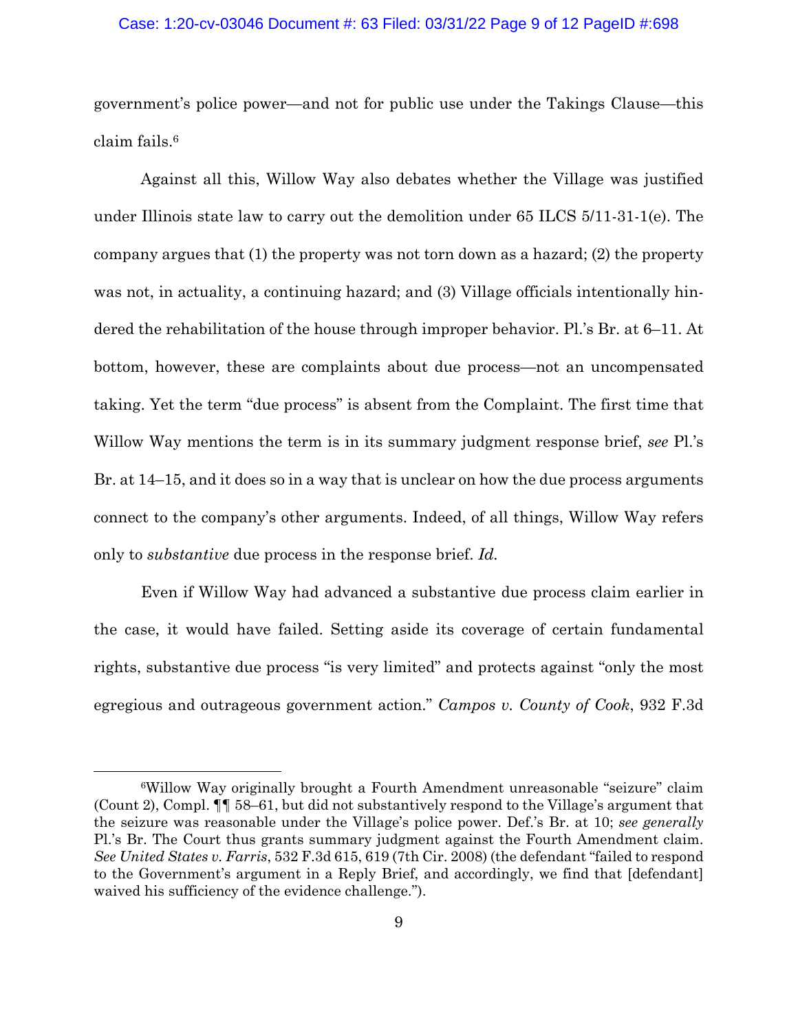government's police power—and not for public use under the Takings Clause—this claim fails.[6]

Against all this, Willow Way also debates whether the Village was justified under Illinois state law to carry out the demolition under 65 ILCS 5/11-31-1(e). The company argues that (1) the property was not torn down as a hazard; (2) the property was not, in actuality, a continuing hazard; and (3) Village officials intentionally hindered the rehabilitation of the house through improper behavior. Pl.'s Br. at 6–11. At bottom, however, these are complaints about due process—not an uncompensated taking. Yet the term "due process" is absent from the Complaint. The first time that Willow Way mentions the term is in its summary judgment response brief, *see* Pl.'s Br. at 14–15, and it does so in a way that is unclear on how the due process arguments connect to the company's other arguments. Indeed, of all things, Willow Way refers only to *substantive* due process in the response brief. *Id.*

Even if Willow Way had advanced a substantive due process claim earlier in the case, it would have failed. Setting aside its coverage of certain fundamental rights, substantive due process "is very limited" and protects against "only the most egregious and outrageous government action." *Campos v. County of Cook*, 932 F.3d

---

[6] Willow Way originally brought a Fourth Amendment unreasonable "seizure" claim (Count 2), Compl. ¶¶ 58–61, but did not substantively respond to the Village's argument that the seizure was reasonable under the Village's police power. Def.'s Br. at 10; *see generally* Pl.'s Br. The Court thus grants summary judgment against the Fourth Amendment claim. *See United States v. Farris*, 532 F.3d 615, 619 (7th Cir. 2008) (the defendant "failed to respond to the Government's argument in a Reply Brief, and accordingly, we find that [defendant] waived his sufficiency of the evidence challenge.").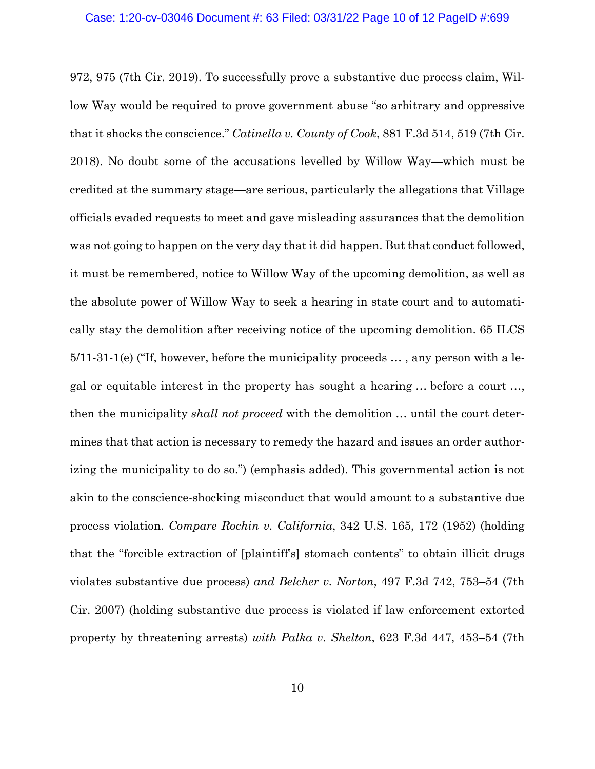972, 975 (7th Cir. 2019). To successfully prove a substantive due process claim, Willow Way would be required to prove government abuse "so arbitrary and oppressive that it shocks the conscience." *Catinella v. County of Cook*, 881 F.3d 514, 519 (7th Cir. 2018). No doubt some of the accusations levelled by Willow Way—which must be credited at the summary stage—are serious, particularly the allegations that Village officials evaded requests to meet and gave misleading assurances that the demolition was not going to happen on the very day that it did happen. But that conduct followed, it must be remembered, notice to Willow Way of the upcoming demolition, as well as the absolute power of Willow Way to seek a hearing in state court and to automatically stay the demolition after receiving notice of the upcoming demolition. 65 ILCS 5/11-31-1(e) ("If, however, before the municipality proceeds … , any person with a legal or equitable interest in the property has sought a hearing … before a court …, then the municipality *shall not proceed* with the demolition … until the court determines that that action is necessary to remedy the hazard and issues an order authorizing the municipality to do so.") (emphasis added). This governmental action is not akin to the conscience-shocking misconduct that would amount to a substantive due process violation. *Compare Rochin v. California*, 342 U.S. 165, 172 (1952) (holding that the "forcible extraction of [plaintiff's] stomach contents" to obtain illicit drugs violates substantive due process) *and Belcher v. Norton*, 497 F.3d 742, 753–54 (7th Cir. 2007) (holding substantive due process is violated if law enforcement extorted property by threatening arrests) *with Palka v. Shelton*, 623 F.3d 447, 453–54 (7th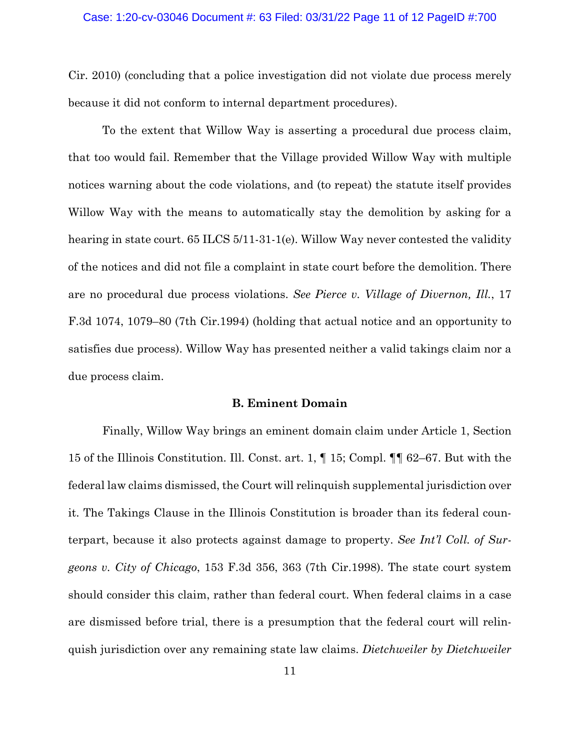Cir. 2010) (concluding that a police investigation did not violate due process merely because it did not conform to internal department procedures).

To the extent that Willow Way is asserting a procedural due process claim, that too would fail. Remember that the Village provided Willow Way with multiple notices warning about the code violations, and (to repeat) the statute itself provides Willow Way with the means to automatically stay the demolition by asking for a hearing in state court. 65 ILCS 5/11-31-1(e). Willow Way never contested the validity of the notices and did not file a complaint in state court before the demolition. There are no procedural due process violations. *See Pierce v. Village of Divernon, Ill.*, 17 F.3d 1074, 1079–80 (7th Cir.1994) (holding that actual notice and an opportunity to satisfies due process). Willow Way has presented neither a valid takings claim nor a due process claim.

### B. Eminent Domain

Finally, Willow Way brings an eminent domain claim under Article 1, Section 15 of the Illinois Constitution. Ill. Const. art. 1, ¶ 15; Compl. ¶¶ 62–67. But with the federal law claims dismissed, the Court will relinquish supplemental jurisdiction over it. The Takings Clause in the Illinois Constitution is broader than its federal counterpart, because it also protects against damage to property. *See Int'l Coll. of Surgeons v. City of Chicago*, 153 F.3d 356, 363 (7th Cir.1998). The state court system should consider this claim, rather than federal court. When federal claims in a case are dismissed before trial, there is a presumption that the federal court will relinquish jurisdiction over any remaining state law claims. *Dietchweiler by Dietchweiler*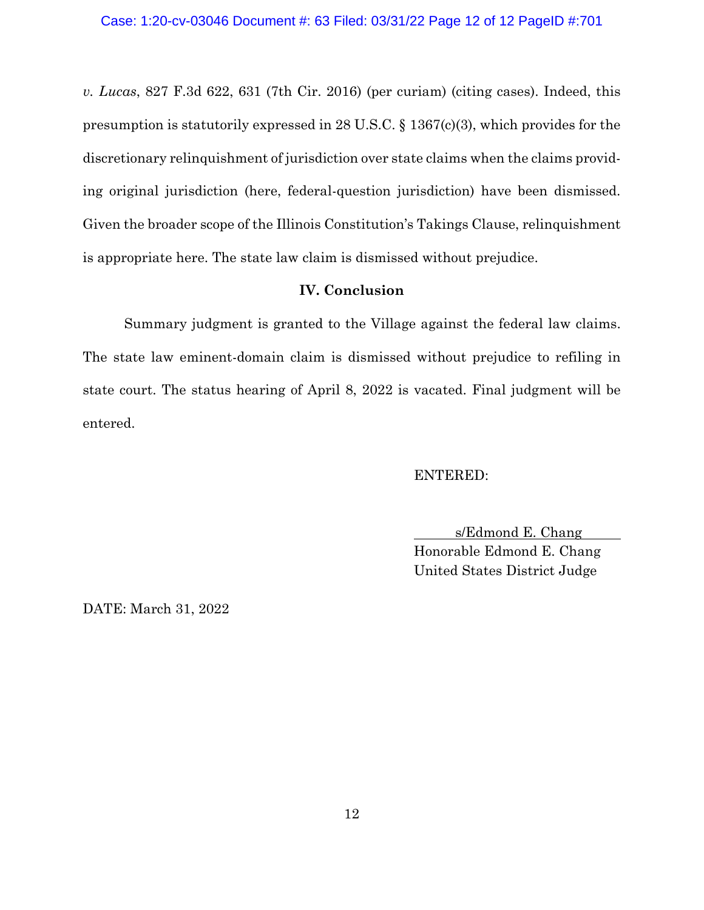*v. Lucas*, 827 F.3d 622, 631 (7th Cir. 2016) (per curiam) (citing cases). Indeed, this presumption is statutorily expressed in 28 U.S.C. § 1367(c)(3), which provides for the discretionary relinquishment of jurisdiction over state claims when the claims providing original jurisdiction (here, federal-question jurisdiction) have been dismissed. Given the broader scope of the Illinois Constitution's Takings Clause, relinquishment is appropriate here. The state law claim is dismissed without prejudice.

## IV. Conclusion

Summary judgment is granted to the Village against the federal law claims. The state law eminent-domain claim is dismissed without prejudice to refiling in state court. The status hearing of April 8, 2022 is vacated. Final judgment will be entered.

ENTERED:

s/Edmond E. Chang
Honorable Edmond E. Chang
United States District Judge

DATE: March 31, 2022